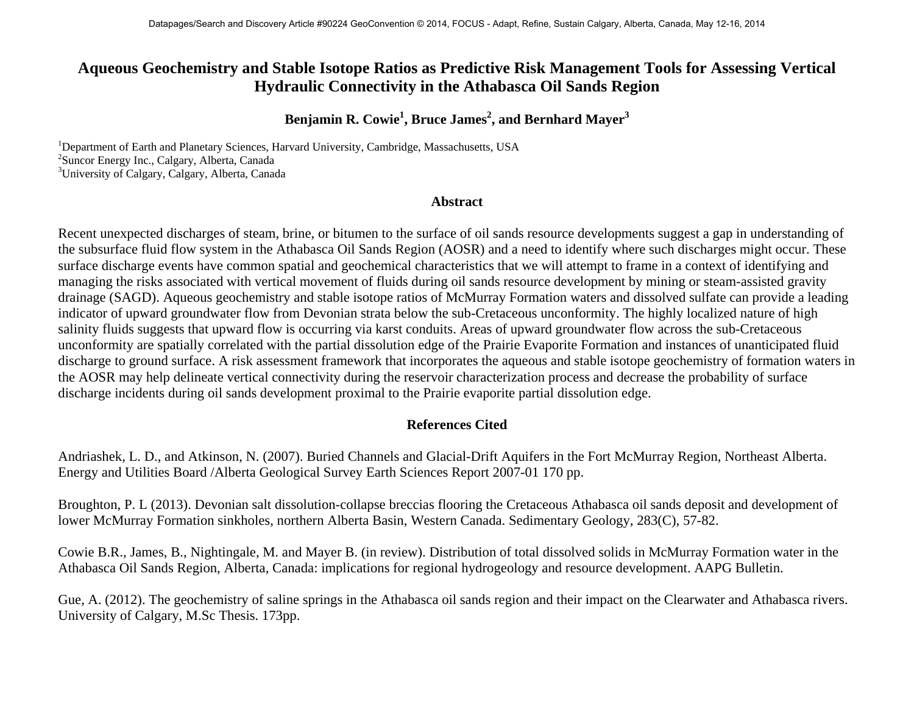# Aqueous Geochemistry and Stable Isotope Ratios as Predictive Risk Management Tools for Assessing Vertical Hydraulic Connectivity in the Athabasca Oil Sands Region

**Benjamin R. Cowie[1], Bruce James[2], and Bernhard Mayer[3]**

[1]Department of Earth and Planetary Sciences, Harvard University, Cambridge, Massachusetts, USA
[2]Suncor Energy Inc., Calgary, Alberta, Canada
[3]University of Calgary, Calgary, Alberta, Canada

## Abstract

Recent unexpected discharges of steam, brine, or bitumen to the surface of oil sands resource developments suggest a gap in understanding of the subsurface fluid flow system in the Athabasca Oil Sands Region (AOSR) and a need to identify where such discharges might occur. These surface discharge events have common spatial and geochemical characteristics that we will attempt to frame in a context of identifying and managing the risks associated with vertical movement of fluids during oil sands resource development by mining or steam-assisted gravity drainage (SAGD). Aqueous geochemistry and stable isotope ratios of McMurray Formation waters and dissolved sulfate can provide a leading indicator of upward groundwater flow from Devonian strata below the sub-Cretaceous unconformity. The highly localized nature of high salinity fluids suggests that upward flow is occurring via karst conduits. Areas of upward groundwater flow across the sub-Cretaceous unconformity are spatially correlated with the partial dissolution edge of the Prairie Evaporite Formation and instances of unanticipated fluid discharge to ground surface. A risk assessment framework that incorporates the aqueous and stable isotope geochemistry of formation waters in the AOSR may help delineate vertical connectivity during the reservoir characterization process and decrease the probability of surface discharge incidents during oil sands development proximal to the Prairie evaporite partial dissolution edge.

## References Cited

Andriashek, L. D., and Atkinson, N. (2007). Buried Channels and Glacial-Drift Aquifers in the Fort McMurray Region, Northeast Alberta. Energy and Utilities Board /Alberta Geological Survey Earth Sciences Report 2007-01 170 pp.

Broughton, P. L (2013). Devonian salt dissolution-collapse breccias flooring the Cretaceous Athabasca oil sands deposit and development of lower McMurray Formation sinkholes, northern Alberta Basin, Western Canada. Sedimentary Geology, 283(C), 57-82.

Cowie B.R., James, B., Nightingale, M. and Mayer B. (in review). Distribution of total dissolved solids in McMurray Formation water in the Athabasca Oil Sands Region, Alberta, Canada: implications for regional hydrogeology and resource development. AAPG Bulletin.

Gue, A. (2012). The geochemistry of saline springs in the Athabasca oil sands region and their impact on the Clearwater and Athabasca rivers. University of Calgary, M.Sc Thesis. 173pp.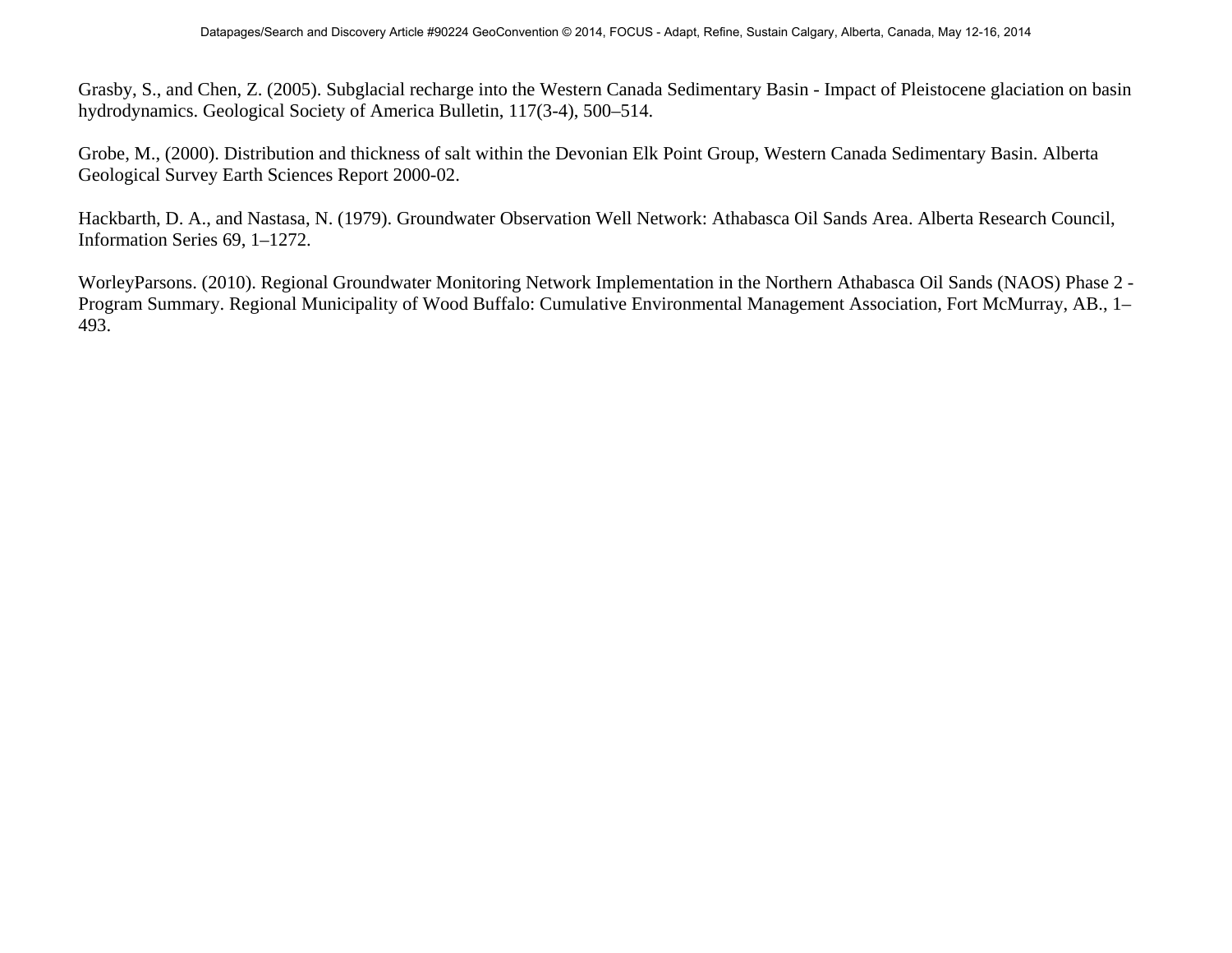Grasby, S., and Chen, Z. (2005). Subglacial recharge into the Western Canada Sedimentary Basin - Impact of Pleistocene glaciation on basin hydrodynamics. Geological Society of America Bulletin, 117(3-4), 500–514.

Grobe, M., (2000). Distribution and thickness of salt within the Devonian Elk Point Group, Western Canada Sedimentary Basin. Alberta Geological Survey Earth Sciences Report 2000-02.

Hackbarth, D. A., and Nastasa, N. (1979). Groundwater Observation Well Network: Athabasca Oil Sands Area. Alberta Research Council, Information Series 69, 1–1272.

WorleyParsons. (2010). Regional Groundwater Monitoring Network Implementation in the Northern Athabasca Oil Sands (NAOS) Phase 2 - Program Summary. Regional Municipality of Wood Buffalo: Cumulative Environmental Management Association, Fort McMurray, AB., 1–493.